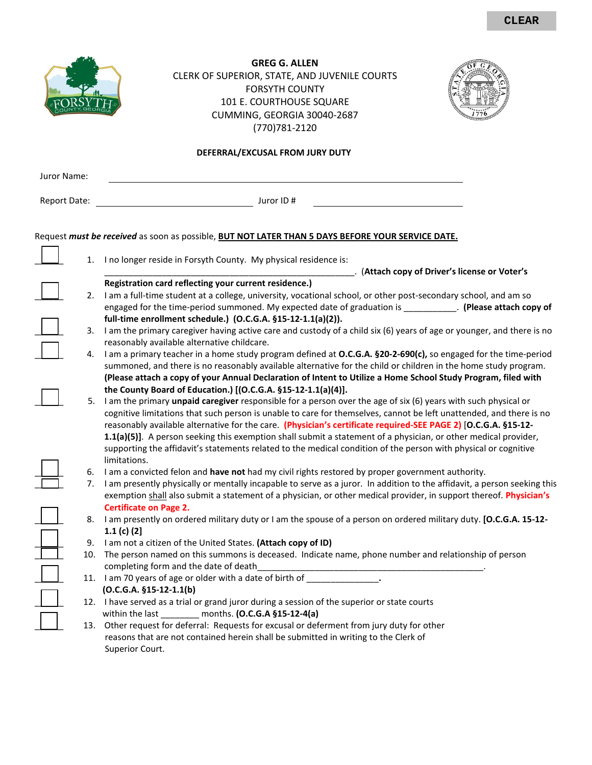CLEAR

**GREG G. ALLEN**
CLERK OF SUPERIOR, STATE, AND JUVENILE COURTS
FORSYTH COUNTY
101 E. COURTHOUSE SQUARE
CUMMING, GEORGIA 30040-2687
(770)781-2120

## DEFERRAL/EXCUSAL FROM JURY DUTY

Juror Name: ______________________________________________

Report Date: ______________________ Juror ID # ______________________

Request ***must be received*** as soon as possible, **BUT NOT LATER THAN 5 DAYS BEFORE YOUR SERVICE DATE.**

☐ 1. I no longer reside in Forsyth County. My physical residence is: ______________________________________________. **(Attach copy of Driver's license or Voter's Registration card reflecting your current residence.)**

☐ 2. I am a full-time student at a college, university, vocational school, or other post-secondary school, and am so engaged for the time-period summoned. My expected date of graduation is ___________. **(Please attach copy of full-time enrollment schedule.) (O.C.G.A. §15-12-1.1(a)(2)).**

☐ 3. I am the primary caregiver having active care and custody of a child six (6) years of age or younger, and there is no reasonably available alternative childcare.

☐ 4. I am a primary teacher in a home study program defined at **O.C.G.A. §20-2-690(c),** so engaged for the time-period summoned, and there is no reasonably available alternative for the child or children in the home study program. **(Please attach a copy of your Annual Declaration of Intent to Utilize a Home School Study Program, filed with the County Board of Education.) [(O.C.G.A. §15-12-1.1(a)(4)].**

☐ 5. I am the primary **unpaid caregiver** responsible for a person over the age of six (6) years with such physical or cognitive limitations that such person is unable to care for themselves, cannot be left unattended, and there is no reasonably available alternative for the care. **(Physician's certificate required-SEE PAGE 2)** [**O.C.G.A. §15-12-1.1(a)(5)]**. A person seeking this exemption shall submit a statement of a physician, or other medical provider, supporting the affidavit's statements related to the medical condition of the person with physical or cognitive limitations.

☐ 6. I am a convicted felon and **have not** had my civil rights restored by proper government authority.

☐ 7. I am presently physically or mentally incapable to serve as a juror. In addition to the affidavit, a person seeking this exemption shall also submit a statement of a physician, or other medical provider, in support thereof. **Physician's Certificate on Page 2.**

☐ 8. I am presently on ordered military duty or I am the spouse of a person on ordered military duty. **[O.C.G.A. 15-12-1.1 (c) (2]**

☐ 9. I am not a citizen of the United States. **(Attach copy of ID)**

☐ 10. The person named on this summons is deceased. Indicate name, phone number and relationship of person completing form and the date of death______________________________________________.

☐ 11. I am 70 years of age or older with a date of birth of _______________. **(O.C.G.A. §15-12-1.1(b)**

☐ 12. I have served as a trial or grand juror during a session of the superior or state courts within the last ________ months. **(O.C.G.A §15-12-4(a)**

☐ 13. Other request for deferral: Requests for excusal or deferment from jury duty for other reasons that are not contained herein shall be submitted in writing to the Clerk of Superior Court.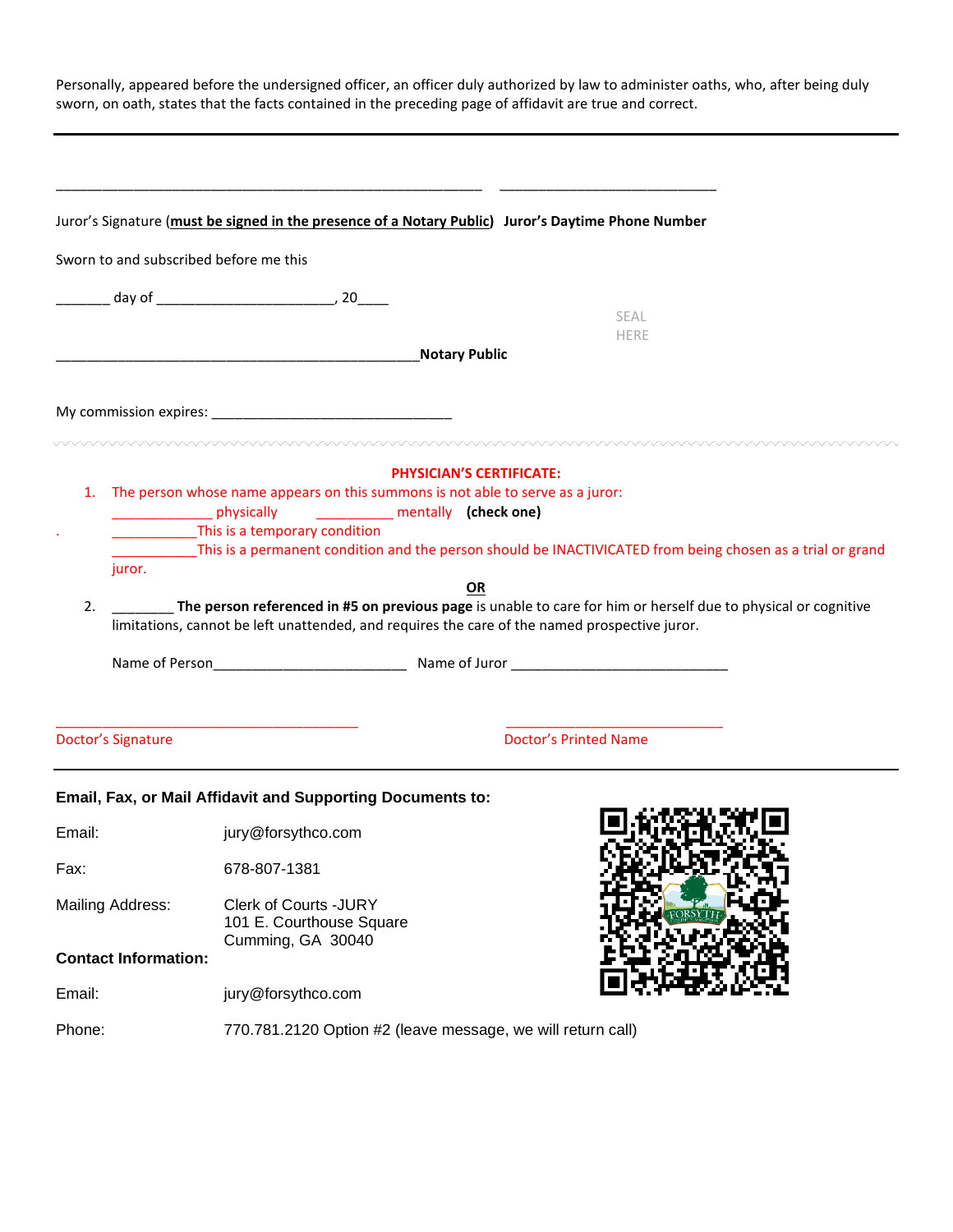Personally, appeared before the undersigned officer, an officer duly authorized by law to administer oaths, who, after being duly sworn, on oath, states that the facts contained in the preceding page of affidavit are true and correct.

---

_______________________________________________ ________________________

Juror's Signature (**must be signed in the presence of a Notary Public**) **Juror's Daytime Phone Number**

Sworn to and subscribed before me this

_______ day of ______________________, 20____

SEAL HERE

________________________________________________**Notary Public**

My commission expires: ______________________________

---

**PHYSICIAN'S CERTIFICATE:**

1. The person whose name appears on this summons is not able to serve as a juror:
   _____________ physically __________ mentally **(check one)**
   ___________This is a temporary condition
   ___________This is a permanent condition and the person should be INACTIVICATED from being chosen as a trial or grand juror.

**OR**

2. ________ **The person referenced in #5 on previous page** is unable to care for him or herself due to physical or cognitive limitations, cannot be left unattended, and requires the care of the named prospective juror.

   Name of Person_________________________ Name of Juror ____________________________

_______________________________________ ____________________________

Doctor's Signature Doctor's Printed Name

---

**Email, Fax, or Mail Affidavit and Supporting Documents to:**

Email: jury@forsythco.com

Fax: 678-807-1381

Mailing Address: Clerk of Courts -JURY
101 E. Courthouse Square
Cumming, GA 30040

**Contact Information:**

Email: jury@forsythco.com

Phone: 770.781.2120 Option #2 (leave message, we will return call)